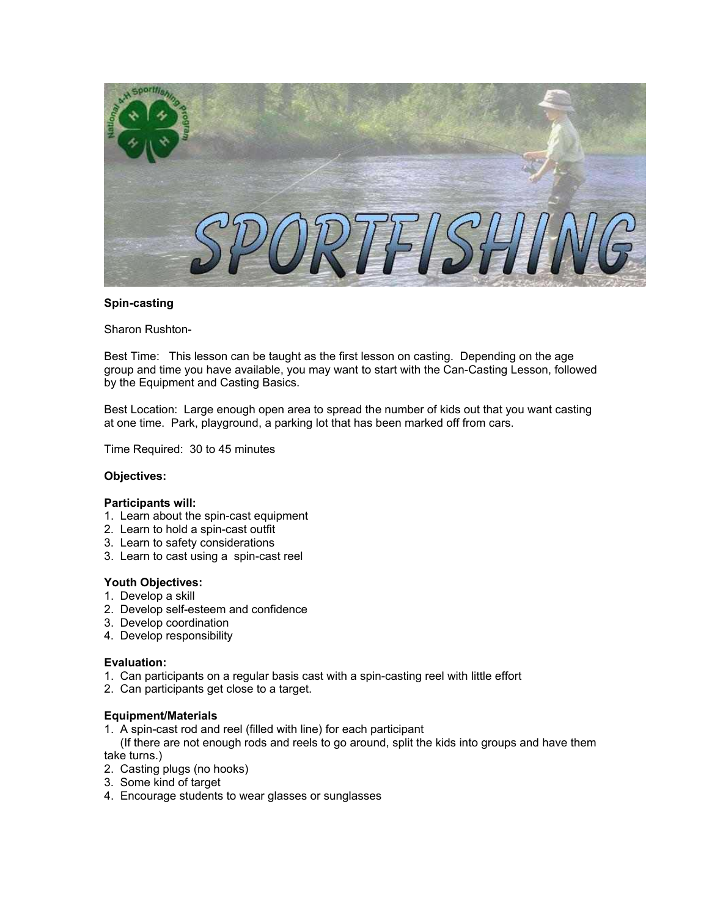**Spin-casting**

Sharon Rushton-

Best Time: This lesson can be taught as the first lesson on casting. Depending on the age group and time you have available, you may want to start with the Can-Casting Lesson, followed by the Equipment and Casting Basics.

Best Location: Large enough open area to spread the number of kids out that you want casting at one time. Park, playground, a parking lot that has been marked off from cars.

Time Required: 30 to 45 minutes

**Objectives:**

**Participants will:**

1. Learn about the spin-cast equipment
2. Learn to hold a spin-cast outfit
3. Learn to safety considerations
3. Learn to cast using a spin-cast reel

**Youth Objectives:**

1. Develop a skill
2. Develop self-esteem and confidence
3. Develop coordination
4. Develop responsibility

**Evaluation:**

1. Can participants on a regular basis cast with a spin-casting reel with little effort
2. Can participants get close to a target.

**Equipment/Materials**

1. A spin-cast rod and reel (filled with line) for each participant
   (If there are not enough rods and reels to go around, split the kids into groups and have them take turns.)
2. Casting plugs (no hooks)
3. Some kind of target
4. Encourage students to wear glasses or sunglasses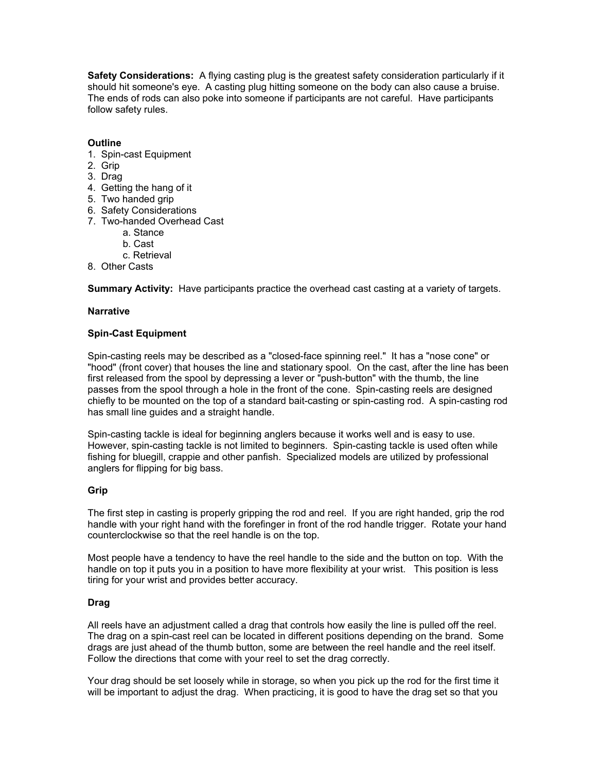**Safety Considerations:** A flying casting plug is the greatest safety consideration particularly if it should hit someone's eye. A casting plug hitting someone on the body can also cause a bruise. The ends of rods can also poke into someone if participants are not careful. Have participants follow safety rules.

**Outline**

1. Spin-cast Equipment
2. Grip
3. Drag
4. Getting the hang of it
5. Two handed grip
6. Safety Considerations
7. Two-handed Overhead Cast
   a. Stance
   b. Cast
   c. Retrieval
8. Other Casts

**Summary Activity:** Have participants practice the overhead cast casting at a variety of targets.

**Narrative**

**Spin-Cast Equipment**

Spin-casting reels may be described as a "closed-face spinning reel." It has a "nose cone" or "hood" (front cover) that houses the line and stationary spool. On the cast, after the line has been first released from the spool by depressing a lever or "push-button" with the thumb, the line passes from the spool through a hole in the front of the cone. Spin-casting reels are designed chiefly to be mounted on the top of a standard bait-casting or spin-casting rod. A spin-casting rod has small line guides and a straight handle.

Spin-casting tackle is ideal for beginning anglers because it works well and is easy to use. However, spin-casting tackle is not limited to beginners. Spin-casting tackle is used often while fishing for bluegill, crappie and other panfish. Specialized models are utilized by professional anglers for flipping for big bass.

**Grip**

The first step in casting is properly gripping the rod and reel. If you are right handed, grip the rod handle with your right hand with the forefinger in front of the rod handle trigger. Rotate your hand counterclockwise so that the reel handle is on the top.

Most people have a tendency to have the reel handle to the side and the button on top. With the handle on top it puts you in a position to have more flexibility at your wrist. This position is less tiring for your wrist and provides better accuracy.

**Drag**

All reels have an adjustment called a drag that controls how easily the line is pulled off the reel. The drag on a spin-cast reel can be located in different positions depending on the brand. Some drags are just ahead of the thumb button, some are between the reel handle and the reel itself. Follow the directions that come with your reel to set the drag correctly.

Your drag should be set loosely while in storage, so when you pick up the rod for the first time it will be important to adjust the drag. When practicing, it is good to have the drag set so that you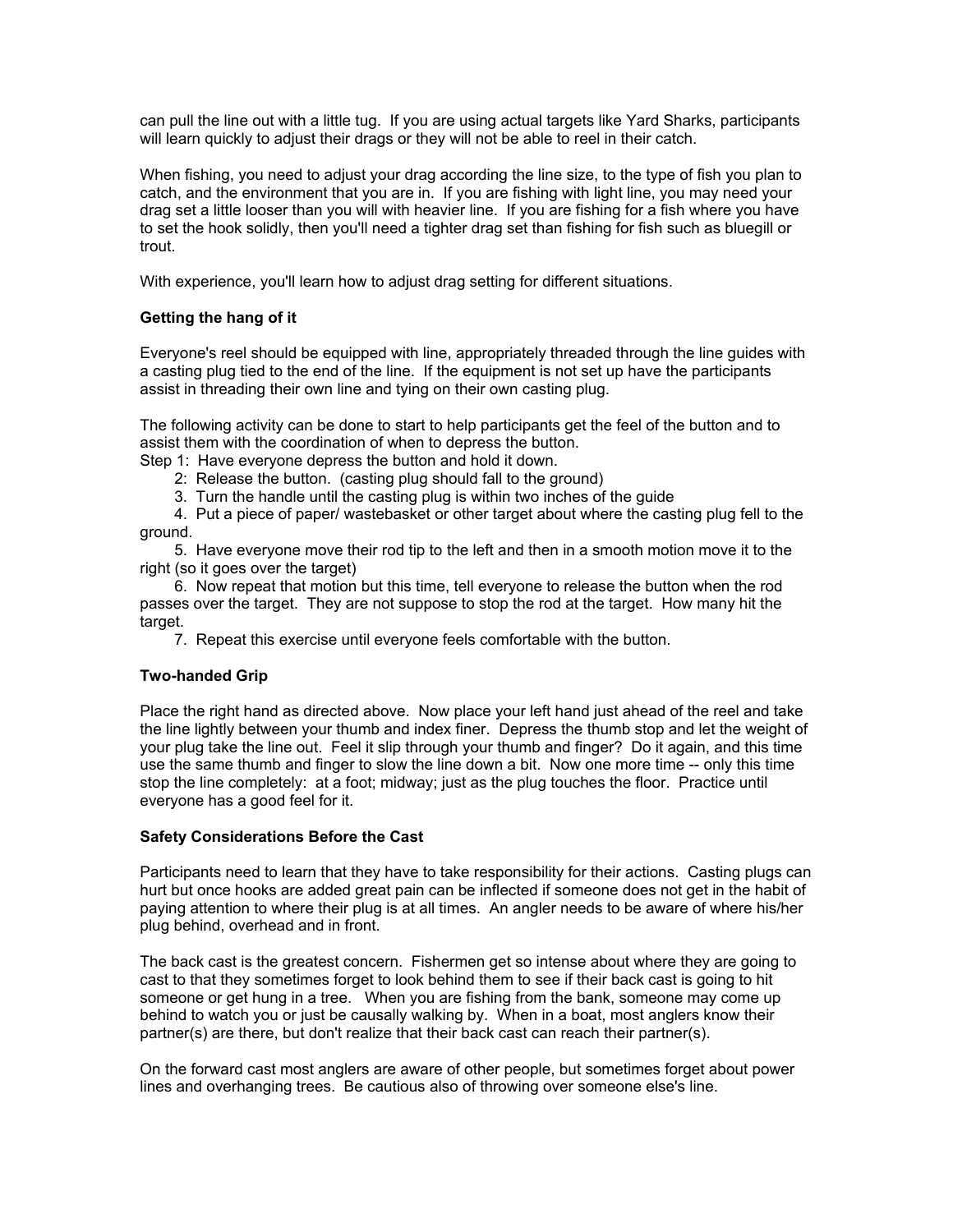can pull the line out with a little tug. If you are using actual targets like Yard Sharks, participants will learn quickly to adjust their drags or they will not be able to reel in their catch.

When fishing, you need to adjust your drag according the line size, to the type of fish you plan to catch, and the environment that you are in. If you are fishing with light line, you may need your drag set a little looser than you will with heavier line. If you are fishing for a fish where you have to set the hook solidly, then you'll need a tighter drag set than fishing for fish such as bluegill or trout.

With experience, you'll learn how to adjust drag setting for different situations.

**Getting the hang of it**

Everyone's reel should be equipped with line, appropriately threaded through the line guides with a casting plug tied to the end of the line. If the equipment is not set up have the participants assist in threading their own line and tying on their own casting plug.

The following activity can be done to start to help participants get the feel of the button and to assist them with the coordination of when to depress the button.

Step 1: Have everyone depress the button and hold it down.

2: Release the button. (casting plug should fall to the ground)

3. Turn the handle until the casting plug is within two inches of the guide

4. Put a piece of paper/ wastebasket or other target about where the casting plug fell to the ground.

5. Have everyone move their rod tip to the left and then in a smooth motion move it to the right (so it goes over the target)

6. Now repeat that motion but this time, tell everyone to release the button when the rod passes over the target. They are not suppose to stop the rod at the target. How many hit the target.

7. Repeat this exercise until everyone feels comfortable with the button.

**Two-handed Grip**

Place the right hand as directed above. Now place your left hand just ahead of the reel and take the line lightly between your thumb and index finer. Depress the thumb stop and let the weight of your plug take the line out. Feel it slip through your thumb and finger? Do it again, and this time use the same thumb and finger to slow the line down a bit. Now one more time -- only this time stop the line completely: at a foot; midway; just as the plug touches the floor. Practice until everyone has a good feel for it.

**Safety Considerations Before the Cast**

Participants need to learn that they have to take responsibility for their actions. Casting plugs can hurt but once hooks are added great pain can be inflected if someone does not get in the habit of paying attention to where their plug is at all times. An angler needs to be aware of where his/her plug behind, overhead and in front.

The back cast is the greatest concern. Fishermen get so intense about where they are going to cast to that they sometimes forget to look behind them to see if their back cast is going to hit someone or get hung in a tree. When you are fishing from the bank, someone may come up behind to watch you or just be causally walking by. When in a boat, most anglers know their partner(s) are there, but don't realize that their back cast can reach their partner(s).

On the forward cast most anglers are aware of other people, but sometimes forget about power lines and overhanging trees. Be cautious also of throwing over someone else's line.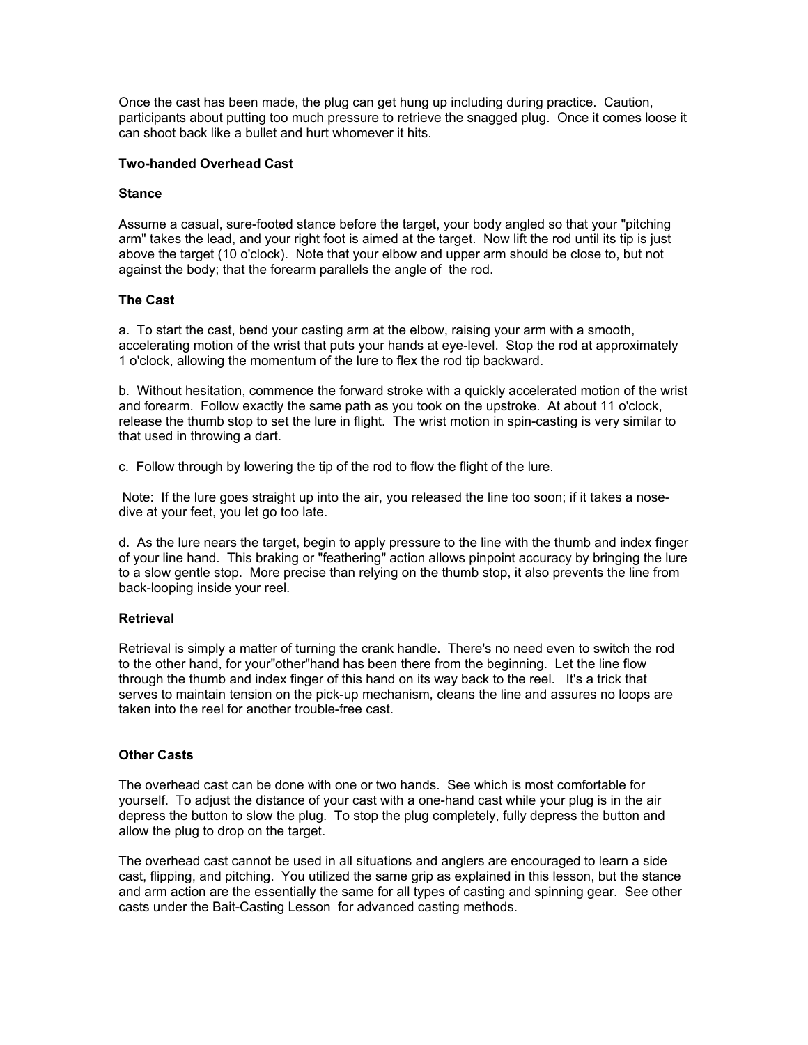Once the cast has been made, the plug can get hung up including during practice. Caution, participants about putting too much pressure to retrieve the snagged plug. Once it comes loose it can shoot back like a bullet and hurt whomever it hits.

**Two-handed Overhead Cast**

**Stance**

Assume a casual, sure-footed stance before the target, your body angled so that your "pitching arm" takes the lead, and your right foot is aimed at the target. Now lift the rod until its tip is just above the target (10 o'clock). Note that your elbow and upper arm should be close to, but not against the body; that the forearm parallels the angle of the rod.

**The Cast**

a. To start the cast, bend your casting arm at the elbow, raising your arm with a smooth, accelerating motion of the wrist that puts your hands at eye-level. Stop the rod at approximately 1 o'clock, allowing the momentum of the lure to flex the rod tip backward.

b. Without hesitation, commence the forward stroke with a quickly accelerated motion of the wrist and forearm. Follow exactly the same path as you took on the upstroke. At about 11 o'clock, release the thumb stop to set the lure in flight. The wrist motion in spin-casting is very similar to that used in throwing a dart.

c. Follow through by lowering the tip of the rod to flow the flight of the lure.

Note: If the lure goes straight up into the air, you released the line too soon; if it takes a nose-dive at your feet, you let go too late.

d. As the lure nears the target, begin to apply pressure to the line with the thumb and index finger of your line hand. This braking or "feathering" action allows pinpoint accuracy by bringing the lure to a slow gentle stop. More precise than relying on the thumb stop, it also prevents the line from back-looping inside your reel.

**Retrieval**

Retrieval is simply a matter of turning the crank handle. There's no need even to switch the rod to the other hand, for your"other"hand has been there from the beginning. Let the line flow through the thumb and index finger of this hand on its way back to the reel. It's a trick that serves to maintain tension on the pick-up mechanism, cleans the line and assures no loops are taken into the reel for another trouble-free cast.

**Other Casts**

The overhead cast can be done with one or two hands. See which is most comfortable for yourself. To adjust the distance of your cast with a one-hand cast while your plug is in the air depress the button to slow the plug. To stop the plug completely, fully depress the button and allow the plug to drop on the target.

The overhead cast cannot be used in all situations and anglers are encouraged to learn a side cast, flipping, and pitching. You utilized the same grip as explained in this lesson, but the stance and arm action are the essentially the same for all types of casting and spinning gear. See other casts under the Bait-Casting Lesson for advanced casting methods.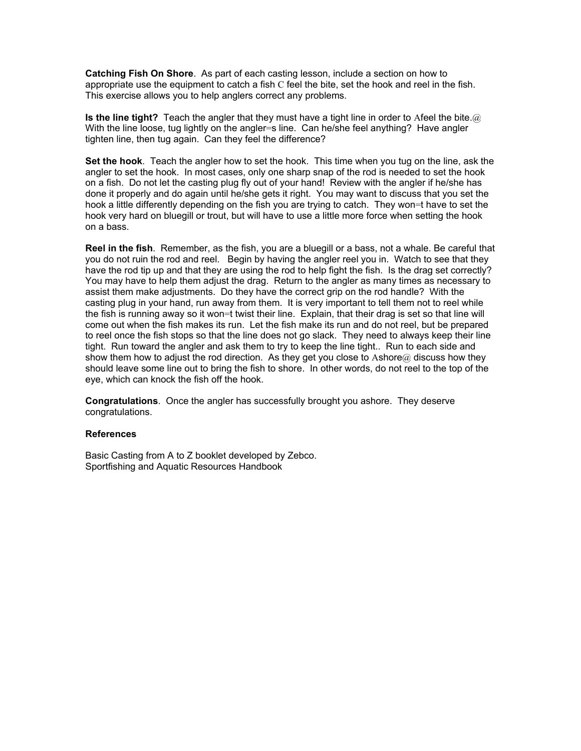**Catching Fish On Shore**. As part of each casting lesson, include a section on how to appropriate use the equipment to catch a fish C feel the bite, set the hook and reel in the fish. This exercise allows you to help anglers correct any problems.

**Is the line tight?** Teach the angler that they must have a tight line in order to Afeel the bite.@ With the line loose, tug lightly on the angler=s line. Can he/she feel anything? Have angler tighten line, then tug again. Can they feel the difference?

**Set the hook**. Teach the angler how to set the hook. This time when you tug on the line, ask the angler to set the hook. In most cases, only one sharp snap of the rod is needed to set the hook on a fish. Do not let the casting plug fly out of your hand! Review with the angler if he/she has done it properly and do again until he/she gets it right. You may want to discuss that you set the hook a little differently depending on the fish you are trying to catch. They won=t have to set the hook very hard on bluegill or trout, but will have to use a little more force when setting the hook on a bass.

**Reel in the fish**. Remember, as the fish, you are a bluegill or a bass, not a whale. Be careful that you do not ruin the rod and reel. Begin by having the angler reel you in. Watch to see that they have the rod tip up and that they are using the rod to help fight the fish. Is the drag set correctly? You may have to help them adjust the drag. Return to the angler as many times as necessary to assist them make adjustments. Do they have the correct grip on the rod handle? With the casting plug in your hand, run away from them. It is very important to tell them not to reel while the fish is running away so it won=t twist their line. Explain, that their drag is set so that line will come out when the fish makes its run. Let the fish make its run and do not reel, but be prepared to reel once the fish stops so that the line does not go slack. They need to always keep their line tight. Run toward the angler and ask them to try to keep the line tight.. Run to each side and show them how to adjust the rod direction. As they get you close to Ashore@ discuss how they should leave some line out to bring the fish to shore. In other words, do not reel to the top of the eye, which can knock the fish off the hook.

**Congratulations**. Once the angler has successfully brought you ashore. They deserve congratulations.

**References**

Basic Casting from A to Z booklet developed by Zebco.
Sportfishing and Aquatic Resources Handbook